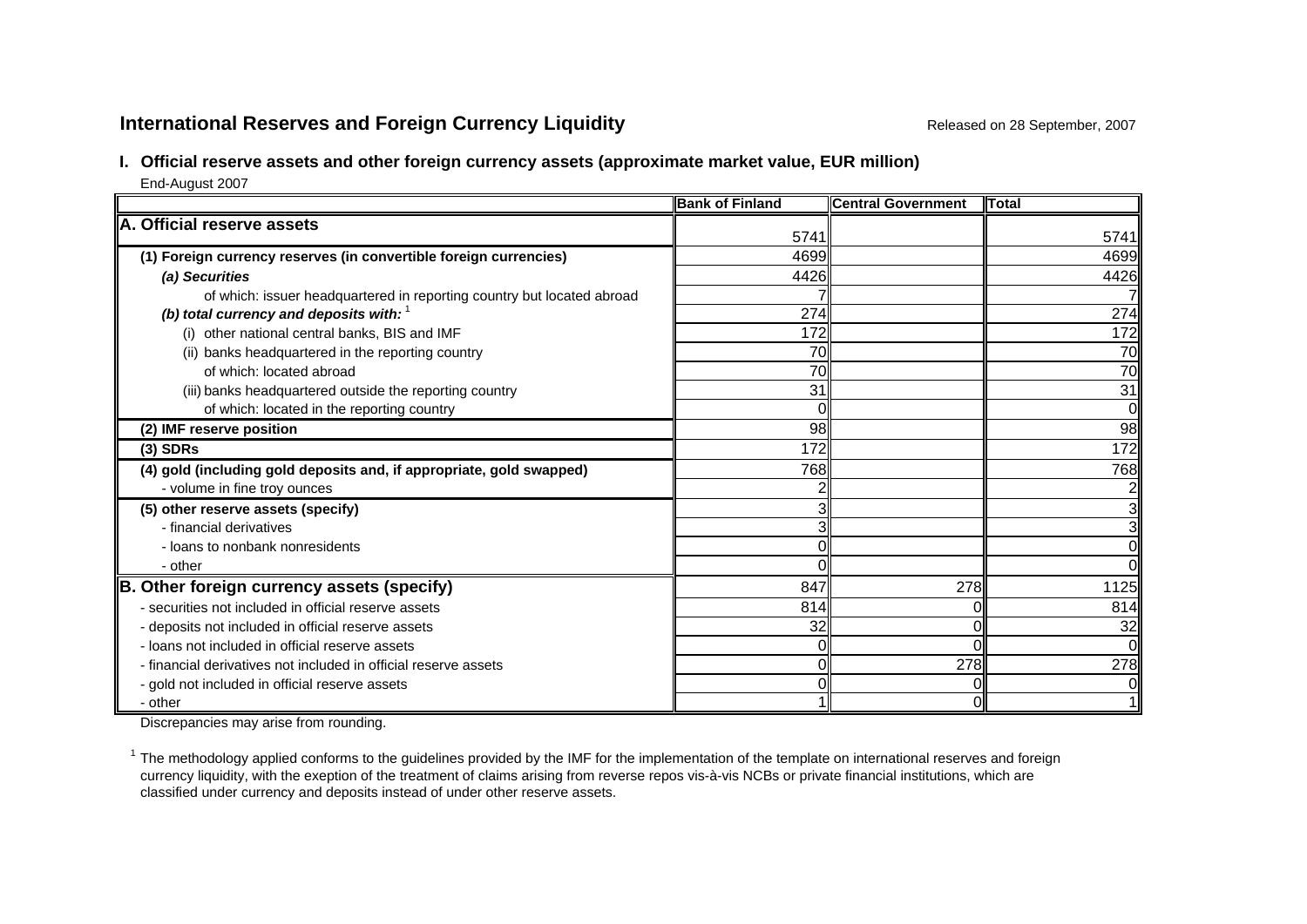## International Reserves and Foreign Currency Liquidity

Released on 28 September, 2007

### I. Official reserve assets and other foreign currency assets (approximate market value, EUR million)

End-August 2007

| | Bank of Finland | Central Government | Total |
|---|---|---|---|
| **A. Official reserve assets** | 5741 | | 5741 |
| **(1) Foreign currency reserves (in convertible foreign currencies)** | 4699 | | 4699 |
| ***(a) Securities*** | 4426 | | 4426 |
| of which: issuer headquartered in reporting country but located abroad | 7 | | 7 |
| ***(b) total currency and deposits with:*** [1] | 274 | | 274 |
| (i) other national central banks, BIS and IMF | 172 | | 172 |
| (ii) banks headquartered in the reporting country | 70 | | 70 |
| of which: located abroad | 70 | | 70 |
| (iii) banks headquartered outside the reporting country | 31 | | 31 |
| of which: located in the reporting country | 0 | | 0 |
| **(2) IMF reserve position** | 98 | | 98 |
| **(3) SDRs** | 172 | | 172 |
| **(4) gold (including gold deposits and, if appropriate, gold swapped)** | 768 | | 768 |
| - volume in fine troy ounces | 2 | | 2 |
| **(5) other reserve assets (specify)** | 3 | | 3 |
| - financial derivatives | 3 | | 3 |
| - loans to nonbank nonresidents | 0 | | 0 |
| - other | 0 | | 0 |
| **B. Other foreign currency assets (specify)** | 847 | 278 | 1125 |
| - securities not included in official reserve assets | 814 | 0 | 814 |
| - deposits not included in official reserve assets | 32 | 0 | 32 |
| - loans not included in official reserve assets | 0 | 0 | 0 |
| - financial derivatives not included in official reserve assets | 0 | 278 | 278 |
| - gold not included in official reserve assets | 0 | 0 | 0 |
| - other | 1 | 0 | 1 |

Discrepancies may arise from rounding.

[1] The methodology applied conforms to the guidelines provided by the IMF for the implementation of the template on international reserves and foreign currency liquidity, with the exeption of the treatment of claims arising from reverse repos vis-à-vis NCBs or private financial institutions, which are classified under currency and deposits instead of under other reserve assets.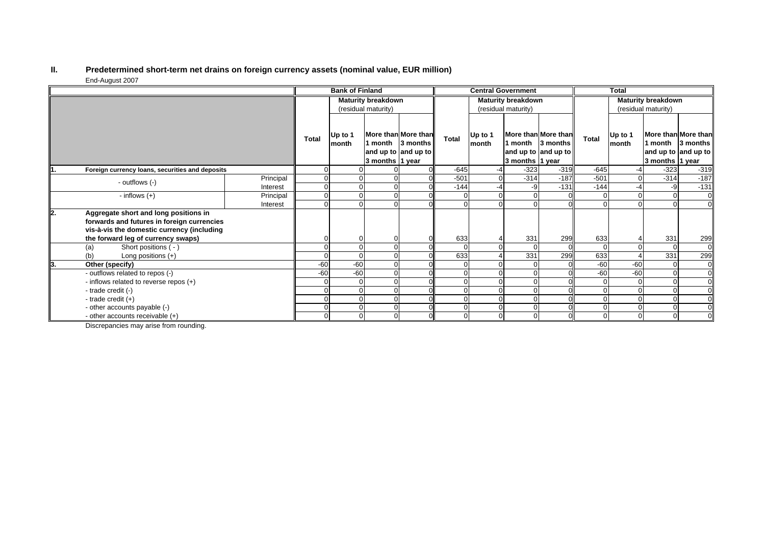## II. Predetermined short-term net drains on foreign currency assets (nominal value, EUR million)

End-August 2007

| | | Bank of Finland | | | | Central Government | | | | Total | | | |
|---|---|---|---|---|---|---|---|---|---|---|---|---|---|
| | | | Maturity breakdown (residual maturity) | | | | Maturity breakdown (residual maturity) | | | | Maturity breakdown (residual maturity) | | |
| | | Total | Up to 1 month | More than 1 month and up to 3 months | More than 3 months and up to 1 year | Total | Up to 1 month | More than 1 month and up to 3 months | More than 3 months and up to 1 year | Total | Up to 1 month | More than 1 month and up to 3 months | More than 3 months and up to 1 year |
| **1. Foreign currency loans, securities and deposits** | | 0 | 0 | 0 | 0 | -645 | -4 | -323 | -319 | -645 | -4 | -323 | -319 |
| - outflows (-) | Principal | 0 | 0 | 0 | 0 | -501 | 0 | -314 | -187 | -501 | 0 | -314 | -187 |
| | Interest | 0 | 0 | 0 | 0 | -144 | -4 | -9 | -131 | -144 | -4 | -9 | -131 |
| - inflows (+) | Principal | 0 | 0 | 0 | 0 | 0 | 0 | 0 | 0 | 0 | 0 | 0 | 0 |
| | Interest | 0 | 0 | 0 | 0 | 0 | 0 | 0 | 0 | 0 | 0 | 0 | 0 |
| **2. Aggregate short and long positions in forwards and futures in foreign currencies vis-à-vis the domestic currency (including the forward leg of currency swaps)** | | 0 | 0 | 0 | 0 | 633 | 4 | 331 | 299 | 633 | 4 | 331 | 299 |
| (a) Short positions ( - ) | | 0 | 0 | 0 | 0 | 0 | 0 | 0 | 0 | 0 | 0 | 0 | 0 |
| (b) Long positions (+) | | 0 | 0 | 0 | 0 | 633 | 4 | 331 | 299 | 633 | 4 | 331 | 299 |
| **3. Other (specify)** | | -60 | -60 | 0 | 0 | 0 | 0 | 0 | 0 | -60 | -60 | 0 | 0 |
| - outflows related to repos (-) | | -60 | -60 | 0 | 0 | 0 | 0 | 0 | 0 | -60 | -60 | 0 | 0 |
| - inflows related to reverse repos (+) | | 0 | 0 | 0 | 0 | 0 | 0 | 0 | 0 | 0 | 0 | 0 | 0 |
| - trade credit (-) | | 0 | 0 | 0 | 0 | 0 | 0 | 0 | 0 | 0 | 0 | 0 | 0 |
| - trade credit (+) | | 0 | 0 | 0 | 0 | 0 | 0 | 0 | 0 | 0 | 0 | 0 | 0 |
| - other accounts payable (-) | | 0 | 0 | 0 | 0 | 0 | 0 | 0 | 0 | 0 | 0 | 0 | 0 |
| - other accounts receivable (+) | | 0 | 0 | 0 | 0 | 0 | 0 | 0 | 0 | 0 | 0 | 0 | 0 |

Discrepancies may arise from rounding.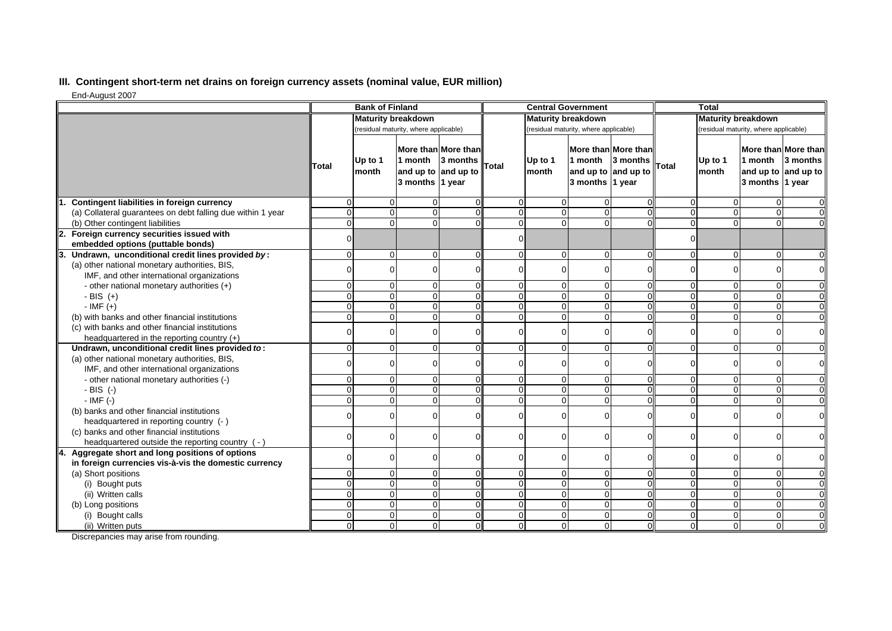## III. Contingent short-term net drains on foreign currency assets (nominal value, EUR million)

End-August 2007

| | Bank of Finland | | | | Central Government | | | | Total | | | |
|---|---|---|---|---|---|---|---|---|---|---|---|---|
| | | Maturity breakdown (residual maturity, where applicable) | | | | Maturity breakdown (residual maturity, where applicable) | | | | Maturity breakdown (residual maturity, where applicable) | | |
| | **Total** | **Up to 1 month** | **More than 1 month and up to 3 months** | **More than 3 months and up to 1 year** | **Total** | **Up to 1 month** | **More than 1 month and up to 3 months** | **More than 3 months and up to 1 year** | **Total** | **Up to 1 month** | **More than 1 month and up to 3 months** | **More than 3 months and up to 1 year** |
| **1. Contingent liabilities in foreign currency** | 0 | 0 | 0 | 0 | 0 | 0 | 0 | 0 | 0 | 0 | 0 | 0 |
| (a) Collateral guarantees on debt falling due within 1 year | 0 | 0 | 0 | 0 | 0 | 0 | 0 | 0 | 0 | 0 | 0 | 0 |
| (b) Other contingent liabilities | 0 | 0 | 0 | 0 | 0 | 0 | 0 | 0 | 0 | 0 | 0 | 0 |
| **2. Foreign currency securities issued with embedded options (puttable bonds)** | 0 | | | | 0 | | | | 0 | | | |
| **3. Undrawn, unconditional credit lines provided *by*:** | 0 | 0 | 0 | 0 | 0 | 0 | 0 | 0 | 0 | 0 | 0 | 0 |
| (a) other national monetary authorities, BIS, IMF, and other international organizations | 0 | 0 | 0 | 0 | 0 | 0 | 0 | 0 | 0 | 0 | 0 | 0 |
| - other national monetary authorities (+) | 0 | 0 | 0 | 0 | 0 | 0 | 0 | 0 | 0 | 0 | 0 | 0 |
| - BIS (+) | 0 | 0 | 0 | 0 | 0 | 0 | 0 | 0 | 0 | 0 | 0 | 0 |
| - IMF (+) | 0 | 0 | 0 | 0 | 0 | 0 | 0 | 0 | 0 | 0 | 0 | 0 |
| (b) with banks and other financial institutions | 0 | 0 | 0 | 0 | 0 | 0 | 0 | 0 | 0 | 0 | 0 | 0 |
| (c) with banks and other financial institutions headquartered in the reporting country (+) | 0 | 0 | 0 | 0 | 0 | 0 | 0 | 0 | 0 | 0 | 0 | 0 |
| **Undrawn, unconditional credit lines provided *to*:** | 0 | 0 | 0 | 0 | 0 | 0 | 0 | 0 | 0 | 0 | 0 | 0 |
| (a) other national monetary authorities, BIS, IMF, and other international organizations | 0 | 0 | 0 | 0 | 0 | 0 | 0 | 0 | 0 | 0 | 0 | 0 |
| - other national monetary authorities (-) | 0 | 0 | 0 | 0 | 0 | 0 | 0 | 0 | 0 | 0 | 0 | 0 |
| - BIS (-) | 0 | 0 | 0 | 0 | 0 | 0 | 0 | 0 | 0 | 0 | 0 | 0 |
| - IMF (-) | 0 | 0 | 0 | 0 | 0 | 0 | 0 | 0 | 0 | 0 | 0 | 0 |
| (b) banks and other financial institutions headquartered in reporting country (- ) | 0 | 0 | 0 | 0 | 0 | 0 | 0 | 0 | 0 | 0 | 0 | 0 |
| (c) banks and other financial institutions headquartered outside the reporting country ( - ) | 0 | 0 | 0 | 0 | 0 | 0 | 0 | 0 | 0 | 0 | 0 | 0 |
| **4. Aggregate short and long positions of options in foreign currencies vis-à-vis the domestic currency** | 0 | 0 | 0 | 0 | 0 | 0 | 0 | 0 | 0 | 0 | 0 | 0 |
| (a) Short positions | 0 | 0 | 0 | 0 | 0 | 0 | 0 | 0 | 0 | 0 | 0 | 0 |
| (i) Bought puts | 0 | 0 | 0 | 0 | 0 | 0 | 0 | 0 | 0 | 0 | 0 | 0 |
| (ii) Written calls | 0 | 0 | 0 | 0 | 0 | 0 | 0 | 0 | 0 | 0 | 0 | 0 |
| (b) Long positions | 0 | 0 | 0 | 0 | 0 | 0 | 0 | 0 | 0 | 0 | 0 | 0 |
| (i) Bought calls | 0 | 0 | 0 | 0 | 0 | 0 | 0 | 0 | 0 | 0 | 0 | 0 |
| (ii) Written puts | 0 | 0 | 0 | 0 | 0 | 0 | 0 | 0 | 0 | 0 | 0 | 0 |

Discrepancies may arise from rounding.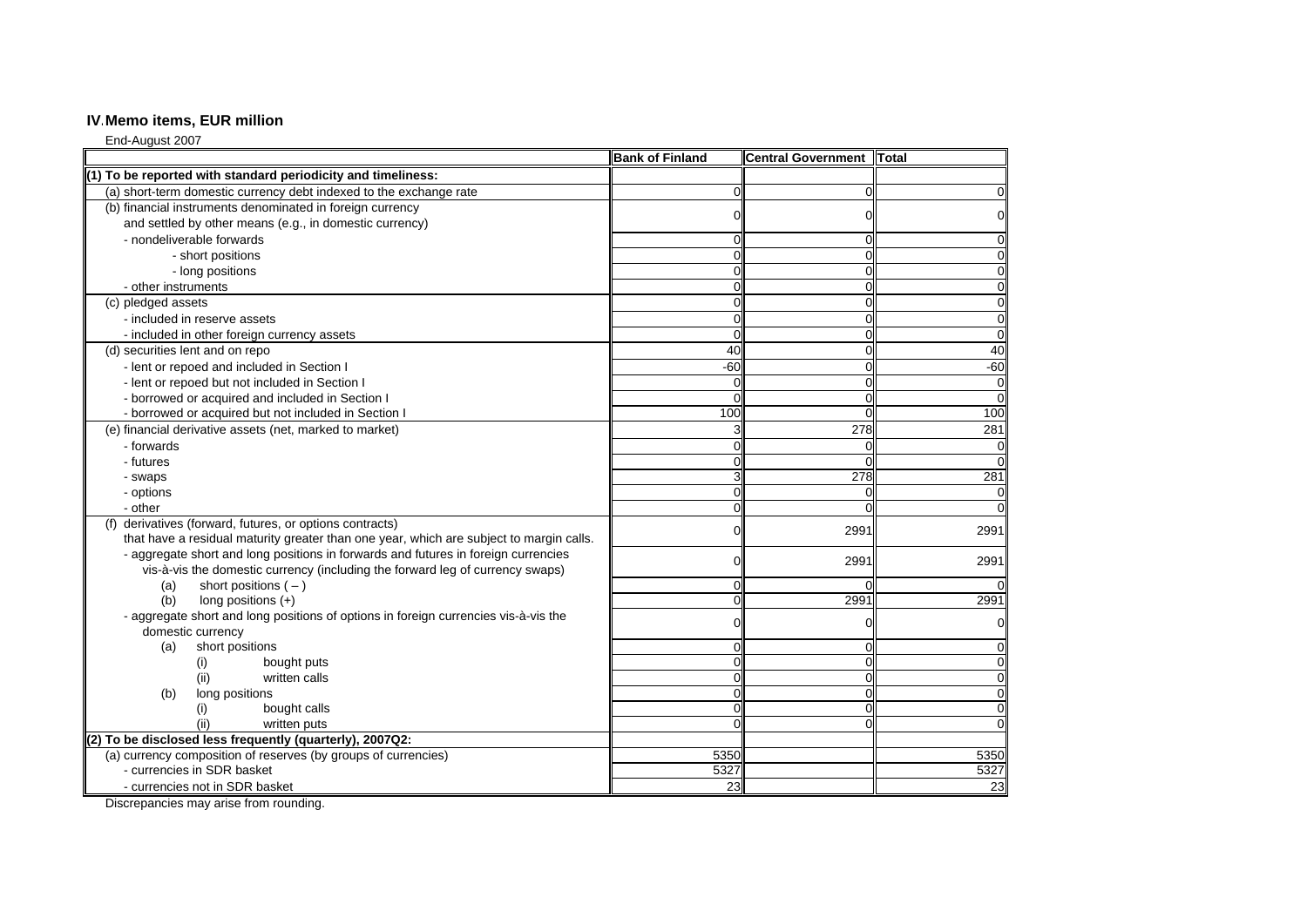## IV. Memo items, EUR million

End-August 2007

| | Bank of Finland | Central Government | Total |
|---|---|---|---|
| **(1) To be reported with standard periodicity and timeliness:** | | | |
| (a) short-term domestic currency debt indexed to the exchange rate | 0 | 0 | 0 |
| (b) financial instruments denominated in foreign currency and settled by other means (e.g., in domestic currency) | 0 | 0 | 0 |
| - nondeliverable forwards | 0 | 0 | 0 |
| - short positions | 0 | 0 | 0 |
| - long positions | 0 | 0 | 0 |
| - other instruments | 0 | 0 | 0 |
| (c) pledged assets | 0 | 0 | 0 |
| - included in reserve assets | 0 | 0 | 0 |
| - included in other foreign currency assets | 0 | 0 | 0 |
| (d) securities lent and on repo | 40 | 0 | 40 |
| - lent or repoed and included in Section I | -60 | 0 | -60 |
| - lent or repoed but not included in Section I | 0 | 0 | 0 |
| - borrowed or acquired and included in Section I | 0 | 0 | 0 |
| - borrowed or acquired but not included in Section I | 100 | 0 | 100 |
| (e) financial derivative assets (net, marked to market) | 3 | 278 | 281 |
| - forwards | 0 | 0 | 0 |
| - futures | 0 | 0 | 0 |
| - swaps | 3 | 278 | 281 |
| - options | 0 | 0 | 0 |
| - other | 0 | 0 | 0 |
| (f) derivatives (forward, futures, or options contracts) that have a residual maturity greater than one year, which are subject to margin calls. | 0 | 2991 | 2991 |
| - aggregate short and long positions in forwards and futures in foreign currencies vis-à-vis the domestic currency (including the forward leg of currency swaps) | 0 | 2991 | 2991 |
| (a) short positions ( – ) | 0 | 0 | 0 |
| (b) long positions (+) | 0 | 2991 | 2991 |
| - aggregate short and long positions of options in foreign currencies vis-à-vis the domestic currency | 0 | 0 | 0 |
| (a) short positions | 0 | 0 | 0 |
| (i) bought puts | 0 | 0 | 0 |
| (ii) written calls | 0 | 0 | 0 |
| (b) long positions | 0 | 0 | 0 |
| (i) bought calls | 0 | 0 | 0 |
| (ii) written puts | 0 | 0 | 0 |
| **(2) To be disclosed less frequently (quarterly), 2007Q2:** | | | |
| (a) currency composition of reserves (by groups of currencies) | 5350 | | 5350 |
| - currencies in SDR basket | 5327 | | 5327 |
| - currencies not in SDR basket | 23 | | 23 |

Discrepancies may arise from rounding.